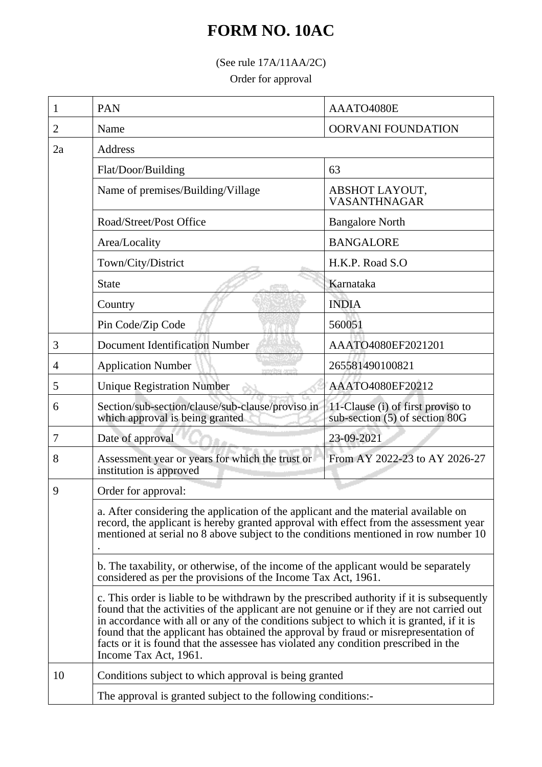# FORM NO. 10AC

(See rule 17A/11AA/2C)

Order for approval

| 1 | PAN | AAATO4080E |
|---|---|---|
| 2 | Name | OORVANI FOUNDATION |
| 2a | Address | |
| | Flat/Door/Building | 63 |
| | Name of premises/Building/Village | ABSHOT LAYOUT, VASANTHNAGAR |
| | Road/Street/Post Office | Bangalore North |
| | Area/Locality | BANGALORE |
| | Town/City/District | H.K.P. Road S.O |
| | State | Karnataka |
| | Country | INDIA |
| | Pin Code/Zip Code | 560051 |
| 3 | Document Identification Number | AAATO4080EF2021201 |
| 4 | Application Number | 265581490100821 |
| 5 | Unique Registration Number | AAATO4080EF20212 |
| 6 | Section/sub-section/clause/sub-clause/proviso in which approval is being granted | 11-Clause (i) of first proviso to sub-section (5) of section 80G |
| 7 | Date of approval | 23-09-2021 |
| 8 | Assessment year or years for which the trust or institution is approved | From AY 2022-23 to AY 2026-27 |
| 9 | Order for approval: | |
| | a. After considering the application of the applicant and the material available on record, the applicant is hereby granted approval with effect from the assessment year mentioned at serial no 8 above subject to the conditions mentioned in row number 10 . | |
| | b. The taxability, or otherwise, of the income of the applicant would be separately considered as per the provisions of the Income Tax Act, 1961. | |
| | c. This order is liable to be withdrawn by the prescribed authority if it is subsequently found that the activities of the applicant are not genuine or if they are not carried out in accordance with all or any of the conditions subject to which it is granted, if it is found that the applicant has obtained the approval by fraud or misrepresentation of facts or it is found that the assessee has violated any condition prescribed in the Income Tax Act, 1961. | |
| 10 | Conditions subject to which approval is being granted | |
| | The approval is granted subject to the following conditions:- | |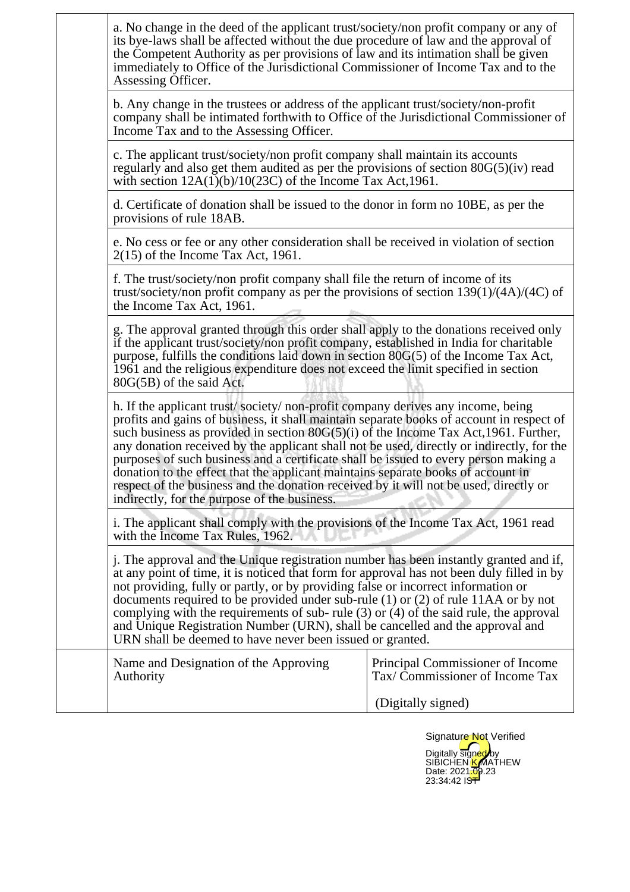| | | |
|---|---|---|
| | a. No change in the deed of the applicant trust/society/non profit company or any of its bye-laws shall be affected without the due procedure of law and the approval of the Competent Authority as per provisions of law and its intimation shall be given immediately to Office of the Jurisdictional Commissioner of Income Tax and to the Assessing Officer. | |
| | b. Any change in the trustees or address of the applicant trust/society/non-profit company shall be intimated forthwith to Office of the Jurisdictional Commissioner of Income Tax and to the Assessing Officer. | |
| | c. The applicant trust/society/non profit company shall maintain its accounts regularly and also get them audited as per the provisions of section 80G(5)(iv) read with section 12A(1)(b)/10(23C) of the Income Tax Act,1961. | |
| | d. Certificate of donation shall be issued to the donor in form no 10BE, as per the provisions of rule 18AB. | |
| | e. No cess or fee or any other consideration shall be received in violation of section 2(15) of the Income Tax Act, 1961. | |
| | f. The trust/society/non profit company shall file the return of income of its trust/society/non profit company as per the provisions of section 139(1)/(4A)/(4C) of the Income Tax Act, 1961. | |
| | g. The approval granted through this order shall apply to the donations received only if the applicant trust/society/non profit company, established in India for charitable purpose, fulfills the conditions laid down in section 80G(5) of the Income Tax Act, 1961 and the religious expenditure does not exceed the limit specified in section 80G(5B) of the said Act. | |
| | h. If the applicant trust/ society/ non-profit company derives any income, being profits and gains of business, it shall maintain separate books of account in respect of such business as provided in section 80G(5)(i) of the Income Tax Act,1961. Further, any donation received by the applicant shall not be used, directly or indirectly, for the purposes of such business and a certificate shall be issued to every person making a donation to the effect that the applicant maintains separate books of account in respect of the business and the donation received by it will not be used, directly or indirectly, for the purpose of the business. | |
| | i. The applicant shall comply with the provisions of the Income Tax Act, 1961 read with the Income Tax Rules, 1962. | |
| | j. The approval and the Unique registration number has been instantly granted and if, at any point of time, it is noticed that form for approval has not been duly filled in by not providing, fully or partly, or by providing false or incorrect information or documents required to be provided under sub-rule (1) or (2) of rule 11AA or by not complying with the requirements of sub- rule (3) or (4) of the said rule, the approval and Unique Registration Number (URN), shall be cancelled and the approval and URN shall be deemed to have never been issued or granted. | |
| | Name and Designation of the Approving Authority | Principal Commissioner of Income Tax/ Commissioner of Income Tax |
| | | (Digitally signed) |

Signature Not Verified
Digitally signed by SIBICHEN K MATHEW
Date: 2021.09.23 23:34:42 IST